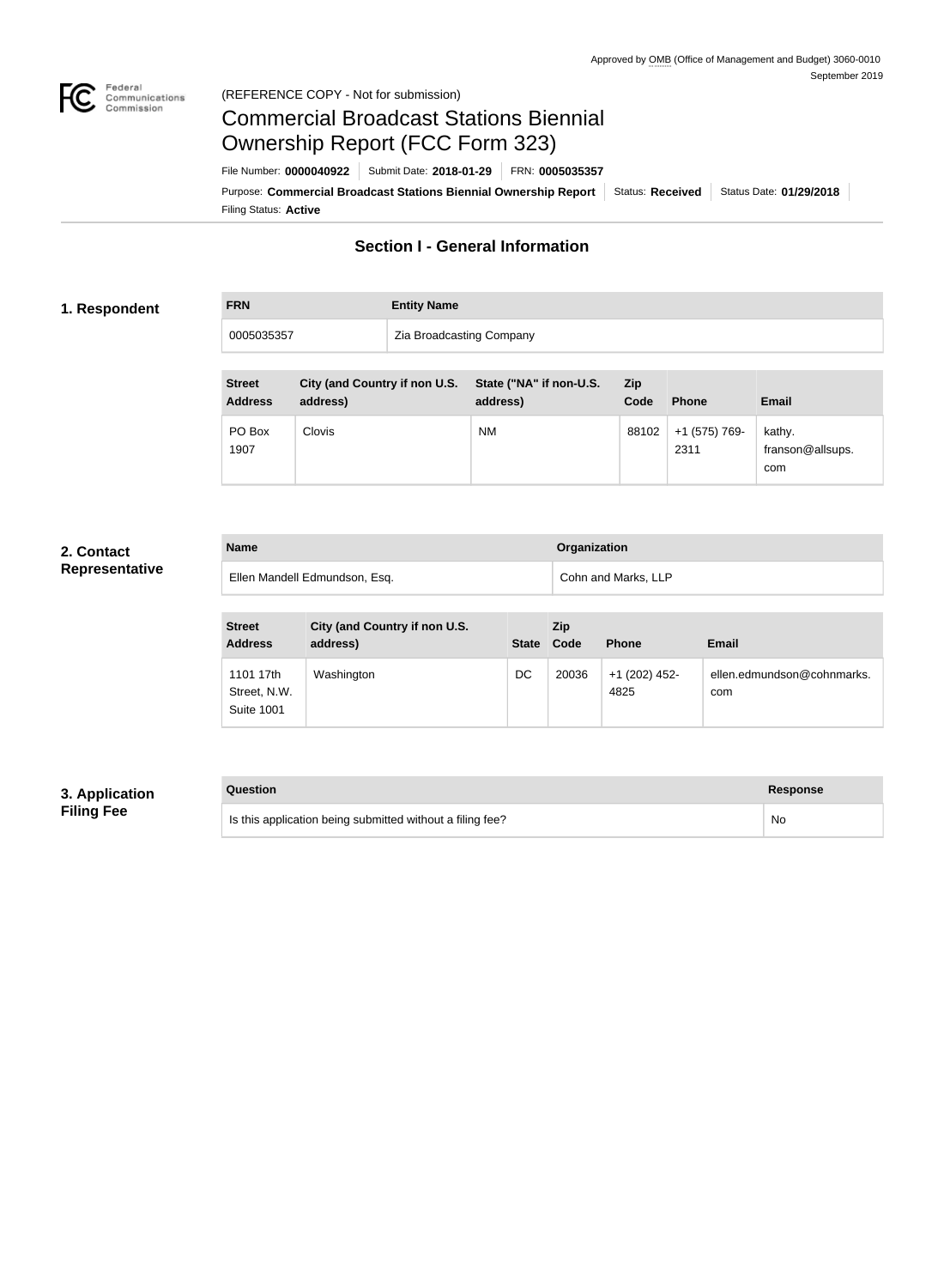Approved by OMB (Office of Management and Budget) 3060-0010
September 2019

(REFERENCE COPY - Not for submission)

# Commercial Broadcast Stations Biennial Ownership Report (FCC Form 323)

File Number: **0000040922** | Submit Date: **2018-01-29** | FRN: **0005035357**

Purpose: **Commercial Broadcast Stations Biennial Ownership Report** | Status: **Received** | Status Date: **01/29/2018**

Filing Status: **Active**

## Section I - General Information

### 1. Respondent

| FRN | Entity Name |
|---|---|
| 0005035357 | Zia Broadcasting Company |

| Street Address | City (and Country if non U.S. address) | State ("NA" if non-U.S. address) | Zip Code | Phone | Email |
|---|---|---|---|---|---|
| PO Box 1907 | Clovis | NM | 88102 | +1 (575) 769-2311 | kathy.franson@allsups.com |

### 2. Contact Representative

| Name | Organization |
|---|---|
| Ellen Mandell Edmundson, Esq. | Cohn and Marks, LLP |

| Street Address | City (and Country if non U.S. address) | State | Zip Code | Phone | Email |
|---|---|---|---|---|---|
| 1101 17th Street, N.W. Suite 1001 | Washington | DC | 20036 | +1 (202) 452-4825 | ellen.edmundson@cohnmarks.com |

### 3. Application Filing Fee

| Question | Response |
|---|---|
| Is this application being submitted without a filing fee? | No |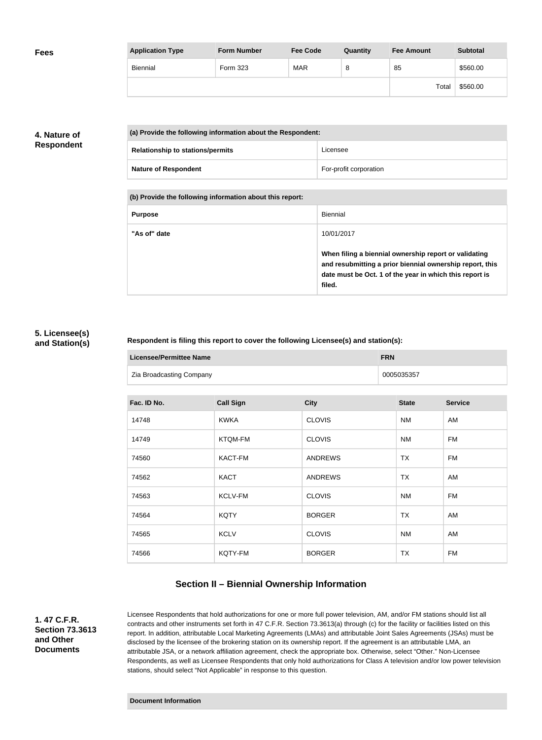**Fees**

| Application Type | Form Number | Fee Code | Quantity | Fee Amount | Subtotal |
|---|---|---|---|---|---|
| Biennial | Form 323 | MAR | 8 | 85 | $560.00 |
| | | | | Total | $560.00 |

## 4. Nature of Respondent

| (a) Provide the following information about the Respondent: | |
|---|---|
| Relationship to stations/permits | Licensee |
| Nature of Respondent | For-profit corporation |

| (b) Provide the following information about this report: | |
|---|---|
| Purpose | Biennial |
| "As of" date | 10/01/2017<br><br>**When filing a biennial ownership report or validating and resubmitting a prior biennial ownership report, this date must be Oct. 1 of the year in which this report is filed.** |

## 5. Licensee(s) and Station(s)

**Respondent is filing this report to cover the following Licensee(s) and station(s):**

| Licensee/Permittee Name | FRN |
|---|---|
| Zia Broadcasting Company | 0005035357 |

| Fac. ID No. | Call Sign | City | State | Service |
|---|---|---|---|---|
| 14748 | KWKA | CLOVIS | NM | AM |
| 14749 | KTQM-FM | CLOVIS | NM | FM |
| 74560 | KACT-FM | ANDREWS | TX | FM |
| 74562 | KACT | ANDREWS | TX | AM |
| 74563 | KCLV-FM | CLOVIS | NM | FM |
| 74564 | KQTY | BORGER | TX | AM |
| 74565 | KCLV | CLOVIS | NM | AM |
| 74566 | KQTY-FM | BORGER | TX | FM |

# Section II – Biennial Ownership Information

## 1. 47 C.F.R. Section 73.3613 and Other Documents

Licensee Respondents that hold authorizations for one or more full power television, AM, and/or FM stations should list all contracts and other instruments set forth in 47 C.F.R. Section 73.3613(a) through (c) for the facility or facilities listed on this report. In addition, attributable Local Marketing Agreements (LMAs) and attributable Joint Sales Agreements (JSAs) must be disclosed by the licensee of the brokering station on its ownership report. If the agreement is an attributable LMA, an attributable JSA, or a network affiliation agreement, check the appropriate box. Otherwise, select "Other." Non-Licensee Respondents, as well as Licensee Respondents that only hold authorizations for Class A television and/or low power television stations, should select "Not Applicable" in response to this question.

| Document Information |
|---|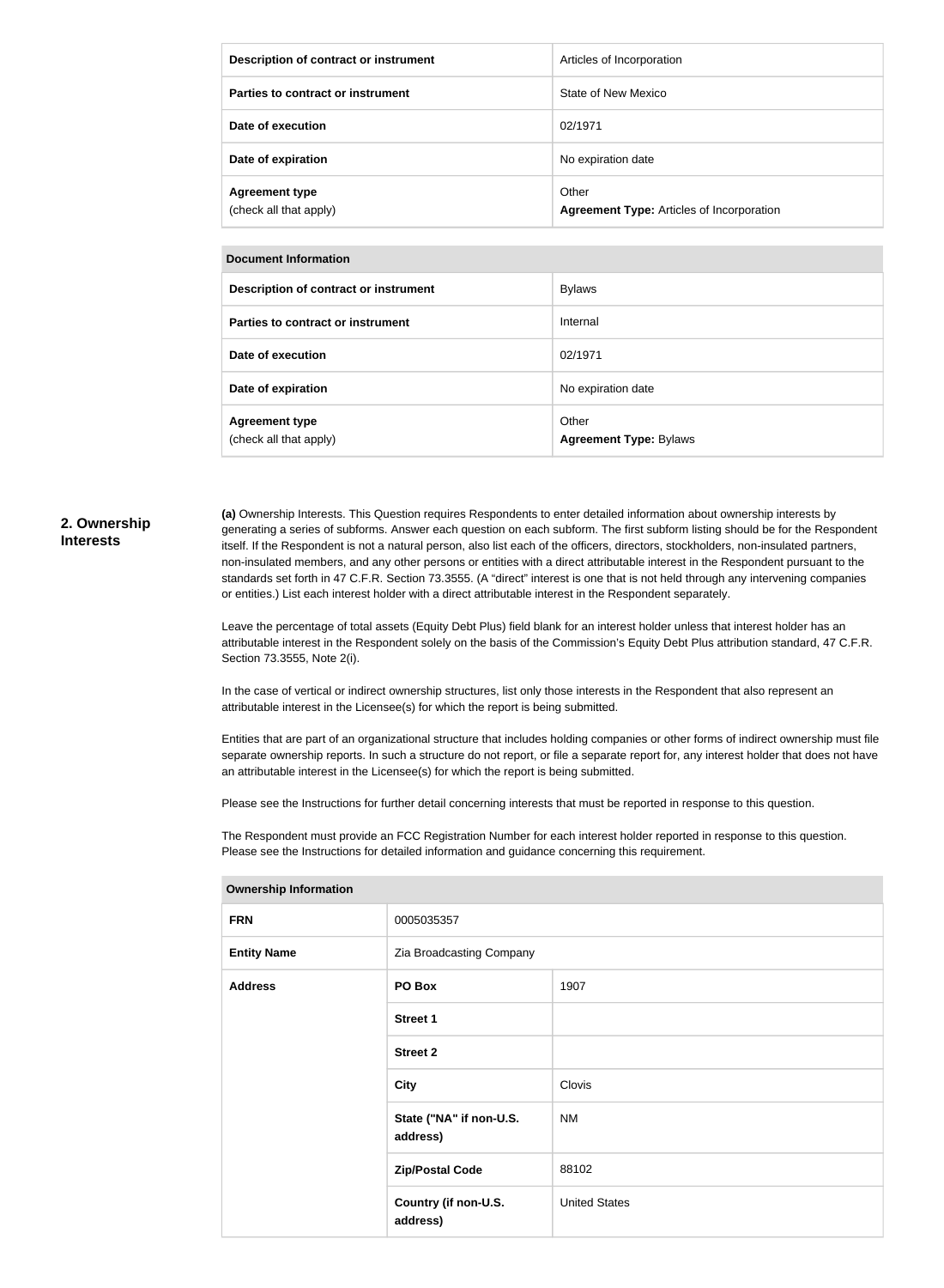| Description of contract or instrument | Articles of Incorporation |
| --- | --- |
| Parties to contract or instrument | State of New Mexico |
| Date of execution | 02/1971 |
| Date of expiration | No expiration date |
| Agreement type (check all that apply) | Other **Agreement Type:** Articles of Incorporation |

| Document Information | |
| --- | --- |
| Description of contract or instrument | Bylaws |
| Parties to contract or instrument | Internal |
| Date of execution | 02/1971 |
| Date of expiration | No expiration date |
| Agreement type (check all that apply) | Other **Agreement Type:** Bylaws |

## 2. Ownership Interests

**(a)** Ownership Interests. This Question requires Respondents to enter detailed information about ownership interests by generating a series of subforms. Answer each question on each subform. The first subform listing should be for the Respondent itself. If the Respondent is not a natural person, also list each of the officers, directors, stockholders, non-insulated partners, non-insulated members, and any other persons or entities with a direct attributable interest in the Respondent pursuant to the standards set forth in 47 C.F.R. Section 73.3555. (A "direct" interest is one that is not held through any intervening companies or entities.) List each interest holder with a direct attributable interest in the Respondent separately.

Leave the percentage of total assets (Equity Debt Plus) field blank for an interest holder unless that interest holder has an attributable interest in the Respondent solely on the basis of the Commission's Equity Debt Plus attribution standard, 47 C.F.R. Section 73.3555, Note 2(i).

In the case of vertical or indirect ownership structures, list only those interests in the Respondent that also represent an attributable interest in the Licensee(s) for which the report is being submitted.

Entities that are part of an organizational structure that includes holding companies or other forms of indirect ownership must file separate ownership reports. In such a structure do not report, or file a separate report for, any interest holder that does not have an attributable interest in the Licensee(s) for which the report is being submitted.

Please see the Instructions for further detail concerning interests that must be reported in response to this question.

The Respondent must provide an FCC Registration Number for each interest holder reported in response to this question. Please see the Instructions for detailed information and guidance concerning this requirement.

| Ownership Information | | |
| --- | --- | --- |
| FRN | 0005035357 | |
| Entity Name | Zia Broadcasting Company | |
| Address | PO Box | 1907 |
| | Street 1 | |
| | Street 2 | |
| | City | Clovis |
| | State ("NA" if non-U.S. address) | NM |
| | Zip/Postal Code | 88102 |
| | Country (if non-U.S. address) | United States |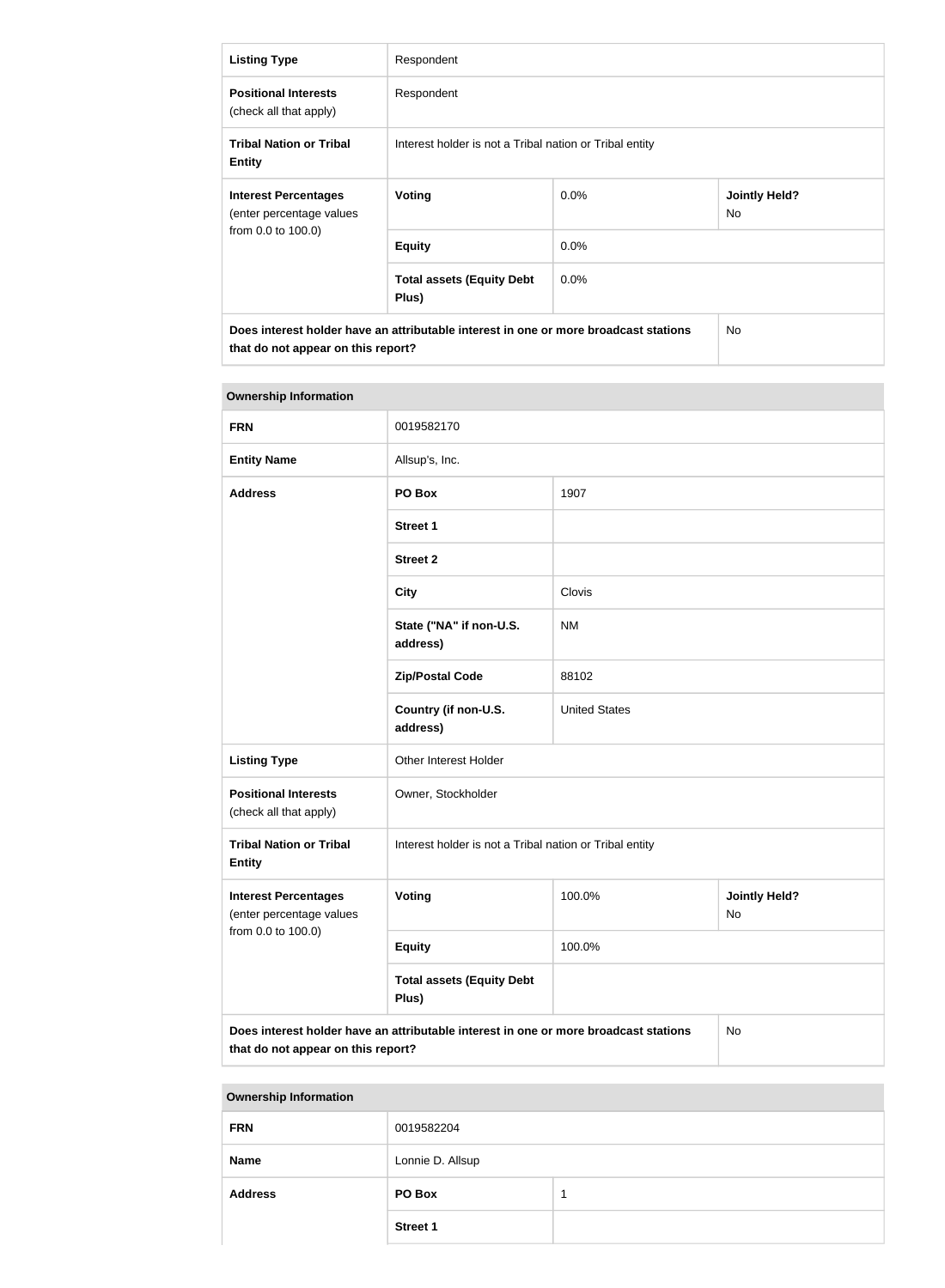| Listing Type | Respondent | | |
|---|---|---|---|
| **Positional Interests** (check all that apply) | Respondent | | |
| **Tribal Nation or Tribal Entity** | Interest holder is not a Tribal nation or Tribal entity | | |
| **Interest Percentages** (enter percentage values from 0.0 to 100.0) | **Voting** | 0.0% | **Jointly Held?** No |
| | **Equity** | 0.0% | |
| | **Total assets (Equity Debt Plus)** | 0.0% | |
| **Does interest holder have an attributable interest in one or more broadcast stations that do not appear on this report?** | | | No |

**Ownership Information**

| **FRN** | 0019582170 | | |
|---|---|---|---|
| **Entity Name** | Allsup's, Inc. | | |
| **Address** | **PO Box** | 1907 | |
| | **Street 1** | | |
| | **Street 2** | | |
| | **City** | Clovis | |
| | **State ("NA" if non-U.S. address)** | NM | |
| | **Zip/Postal Code** | 88102 | |
| | **Country (if non-U.S. address)** | United States | |
| **Listing Type** | Other Interest Holder | | |
| **Positional Interests** (check all that apply) | Owner, Stockholder | | |
| **Tribal Nation or Tribal Entity** | Interest holder is not a Tribal nation or Tribal entity | | |
| **Interest Percentages** (enter percentage values from 0.0 to 100.0) | **Voting** | 100.0% | **Jointly Held?** No |
| | **Equity** | 100.0% | |
| | **Total assets (Equity Debt Plus)** | | |
| **Does interest holder have an attributable interest in one or more broadcast stations that do not appear on this report?** | | | No |

**Ownership Information**

| **FRN** | 0019582204 | |
|---|---|---|
| **Name** | Lonnie D. Allsup | |
| **Address** | **PO Box** | 1 |
| | **Street 1** | |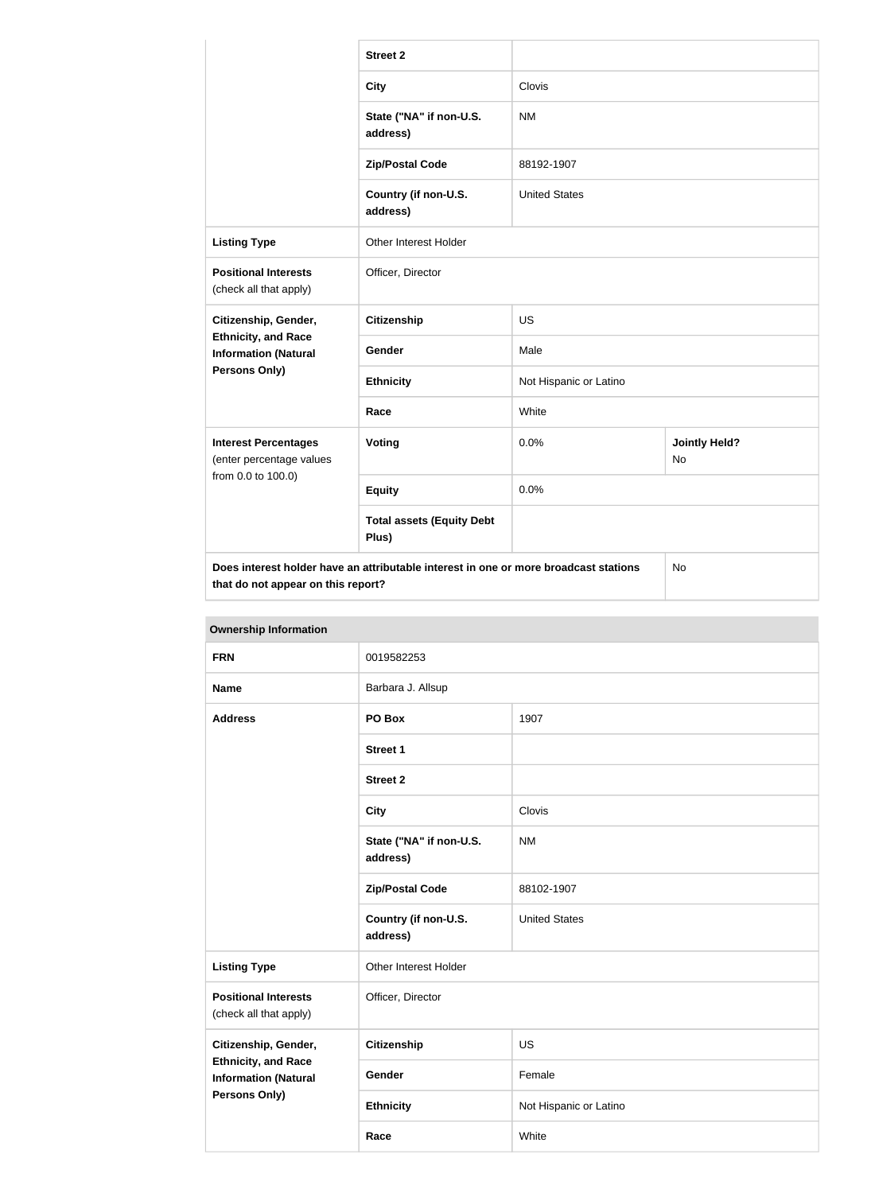| | | | |
|---|---|---|---|
| | **Street 2** | | |
| | **City** | Clovis | |
| | **State ("NA" if non-U.S. address)** | NM | |
| | **Zip/Postal Code** | 88192-1907 | |
| | **Country (if non-U.S. address)** | United States | |
| **Listing Type** | Other Interest Holder | | |
| **Positional Interests** (check all that apply) | Officer, Director | | |
| **Citizenship, Gender, Ethnicity, and Race Information (Natural Persons Only)** | **Citizenship** | US | |
| | **Gender** | Male | |
| | **Ethnicity** | Not Hispanic or Latino | |
| | **Race** | White | |
| **Interest Percentages** (enter percentage values from 0.0 to 100.0) | **Voting** | 0.0% | **Jointly Held?** No |
| | **Equity** | 0.0% | |
| | **Total assets (Equity Debt Plus)** | | |
| **Does interest holder have an attributable interest in one or more broadcast stations that do not appear on this report?** | | | No |

| **Ownership Information** | | |
|---|---|---|
| **FRN** | 0019582253 | |
| **Name** | Barbara J. Allsup | |
| **Address** | **PO Box** | 1907 |
| | **Street 1** | |
| | **Street 2** | |
| | **City** | Clovis |
| | **State ("NA" if non-U.S. address)** | NM |
| | **Zip/Postal Code** | 88102-1907 |
| | **Country (if non-U.S. address)** | United States |
| **Listing Type** | Other Interest Holder | |
| **Positional Interests** (check all that apply) | Officer, Director | |
| **Citizenship, Gender, Ethnicity, and Race Information (Natural Persons Only)** | **Citizenship** | US |
| | **Gender** | Female |
| | **Ethnicity** | Not Hispanic or Latino |
| | **Race** | White |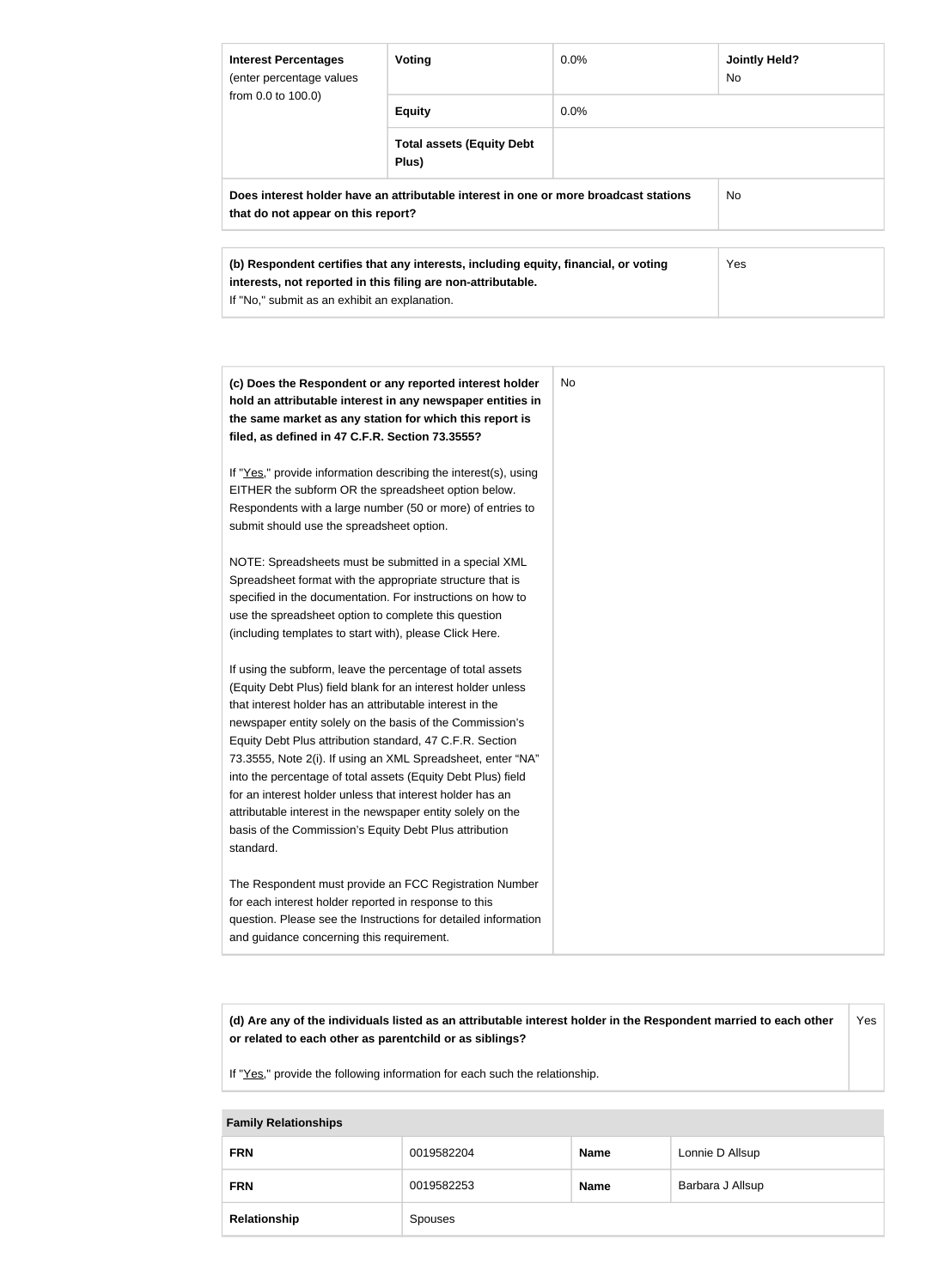| **Interest Percentages** (enter percentage values from 0.0 to 100.0) | **Voting** | 0.0% | **Jointly Held?** No |
|---|---|---|---|
| | **Equity** | 0.0% | |
| | **Total assets (Equity Debt Plus)** | | |
| **Does interest holder have an attributable interest in one or more broadcast stations that do not appear on this report?** | | | No |

| **(b) Respondent certifies that any interests, including equity, financial, or voting interests, not reported in this filing are non-attributable.** If "No," submit as an exhibit an explanation. | Yes |
|---|---|

| **(c) Does the Respondent or any reported interest holder hold an attributable interest in any newspaper entities in the same market as any station for which this report is filed, as defined in 47 C.F.R. Section 73.3555?** | No |
|---|---|

If "Yes," provide information describing the interest(s), using EITHER the subform OR the spreadsheet option below. Respondents with a large number (50 or more) of entries to submit should use the spreadsheet option.

NOTE: Spreadsheets must be submitted in a special XML Spreadsheet format with the appropriate structure that is specified in the documentation. For instructions on how to use the spreadsheet option to complete this question (including templates to start with), please Click Here.

If using the subform, leave the percentage of total assets (Equity Debt Plus) field blank for an interest holder unless that interest holder has an attributable interest in the newspaper entity solely on the basis of the Commission's Equity Debt Plus attribution standard, 47 C.F.R. Section 73.3555, Note 2(i). If using an XML Spreadsheet, enter "NA" into the percentage of total assets (Equity Debt Plus) field for an interest holder unless that interest holder has an attributable interest in the newspaper entity solely on the basis of the Commission's Equity Debt Plus attribution standard.

The Respondent must provide an FCC Registration Number for each interest holder reported in response to this question. Please see the Instructions for detailed information and guidance concerning this requirement.

| **(d) Are any of the individuals listed as an attributable interest holder in the Respondent married to each other or related to each other as parentchild or as siblings?** If "Yes," provide the following information for each such the relationship. | Yes |
|---|---|

| **Family Relationships** | | | |
|---|---|---|---|
| **FRN** | 0019582204 | **Name** | Lonnie D Allsup |
| **FRN** | 0019582253 | **Name** | Barbara J Allsup |
| **Relationship** | Spouses | | |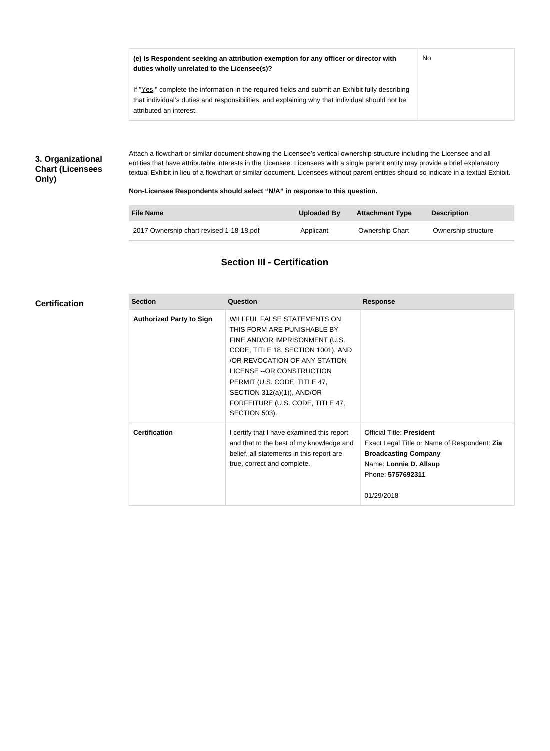| | |
|---|---|
| **(e) Is Respondent seeking an attribution exemption for any officer or director with duties wholly unrelated to the Licensee(s)?**<br><br>If "Yes," complete the information in the required fields and submit an Exhibit fully describing that individual's duties and responsibilities, and explaining why that individual should not be attributed an interest. | No |

### 3. Organizational Chart (Licensees Only)

Attach a flowchart or similar document showing the Licensee's vertical ownership structure including the Licensee and all entities that have attributable interests in the Licensee. Licensees with a single parent entity may provide a brief explanatory textual Exhibit in lieu of a flowchart or similar document. Licensees without parent entities should so indicate in a textual Exhibit.

**Non-Licensee Respondents should select "N/A" in response to this question.**

| File Name | Uploaded By | Attachment Type | Description |
|---|---|---|---|
| 2017 Ownership chart revised 1-18-18.pdf | Applicant | Ownership Chart | Ownership structure |

## Section III - Certification

### Certification

| Section | Question | Response |
|---|---|---|
| **Authorized Party to Sign** | WILLFUL FALSE STATEMENTS ON THIS FORM ARE PUNISHABLE BY FINE AND/OR IMPRISONMENT (U.S. CODE, TITLE 18, SECTION 1001), AND /OR REVOCATION OF ANY STATION LICENSE --OR CONSTRUCTION PERMIT (U.S. CODE, TITLE 47, SECTION 312(a)(1)), AND/OR FORFEITURE (U.S. CODE, TITLE 47, SECTION 503). | |
| **Certification** | I certify that I have examined this report and that to the best of my knowledge and belief, all statements in this report are true, correct and complete. | Official Title: **President**<br>Exact Legal Title or Name of Respondent: **Zia Broadcasting Company**<br>Name: **Lonnie D. Allsup**<br>Phone: **5757692311**<br><br>01/29/2018 |